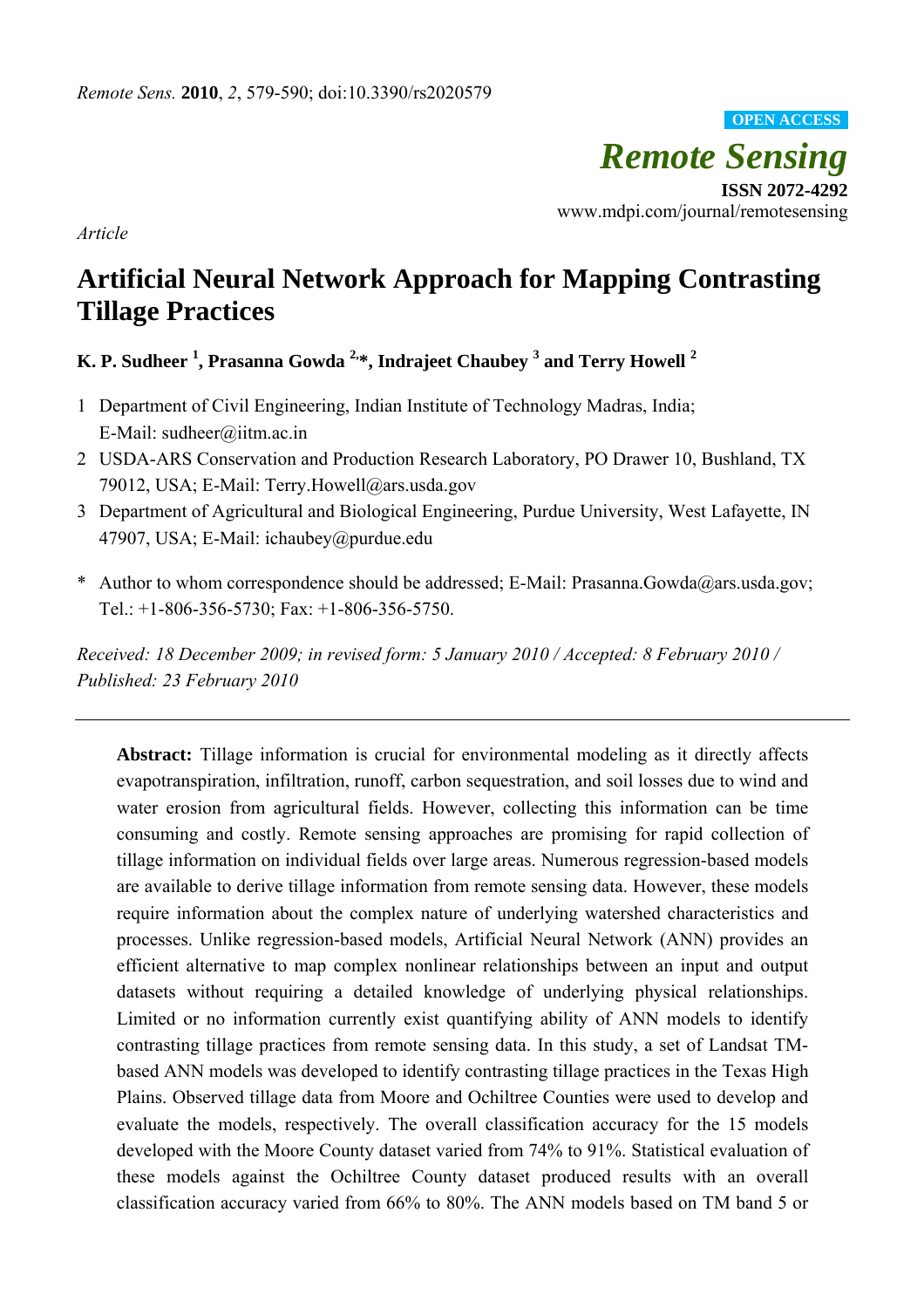OPEN ACCESS

*Remote Sensing*

**ISSN 2072-4292**

www.mdpi.com/journal/remotesensing

*Article*

# Artificial Neural Network Approach for Mapping Contrasting Tillage Practices

**K. P. Sudheer [1], Prasanna Gowda [2,*], Indrajeet Chaubey [3] and Terry Howell [2]**

1 Department of Civil Engineering, Indian Institute of Technology Madras, India; E-Mail: sudheer@iitm.ac.in

2 USDA-ARS Conservation and Production Research Laboratory, PO Drawer 10, Bushland, TX 79012, USA; E-Mail: Terry.Howell@ars.usda.gov

3 Department of Agricultural and Biological Engineering, Purdue University, West Lafayette, IN 47907, USA; E-Mail: ichaubey@purdue.edu

\* Author to whom correspondence should be addressed; E-Mail: Prasanna.Gowda@ars.usda.gov; Tel.: +1-806-356-5730; Fax: +1-806-356-5750.

*Received: 18 December 2009; in revised form: 5 January 2010 / Accepted: 8 February 2010 / Published: 23 February 2010*

---

**Abstract:** Tillage information is crucial for environmental modeling as it directly affects evapotranspiration, infiltration, runoff, carbon sequestration, and soil losses due to wind and water erosion from agricultural fields. However, collecting this information can be time consuming and costly. Remote sensing approaches are promising for rapid collection of tillage information on individual fields over large areas. Numerous regression-based models are available to derive tillage information from remote sensing data. However, these models require information about the complex nature of underlying watershed characteristics and processes. Unlike regression-based models, Artificial Neural Network (ANN) provides an efficient alternative to map complex nonlinear relationships between an input and output datasets without requiring a detailed knowledge of underlying physical relationships. Limited or no information currently exist quantifying ability of ANN models to identify contrasting tillage practices from remote sensing data. In this study, a set of Landsat TM-based ANN models was developed to identify contrasting tillage practices in the Texas High Plains. Observed tillage data from Moore and Ochiltree Counties were used to develop and evaluate the models, respectively. The overall classification accuracy for the 15 models developed with the Moore County dataset varied from 74% to 91%. Statistical evaluation of these models against the Ochiltree County dataset produced results with an overall classification accuracy varied from 66% to 80%. The ANN models based on TM band 5 or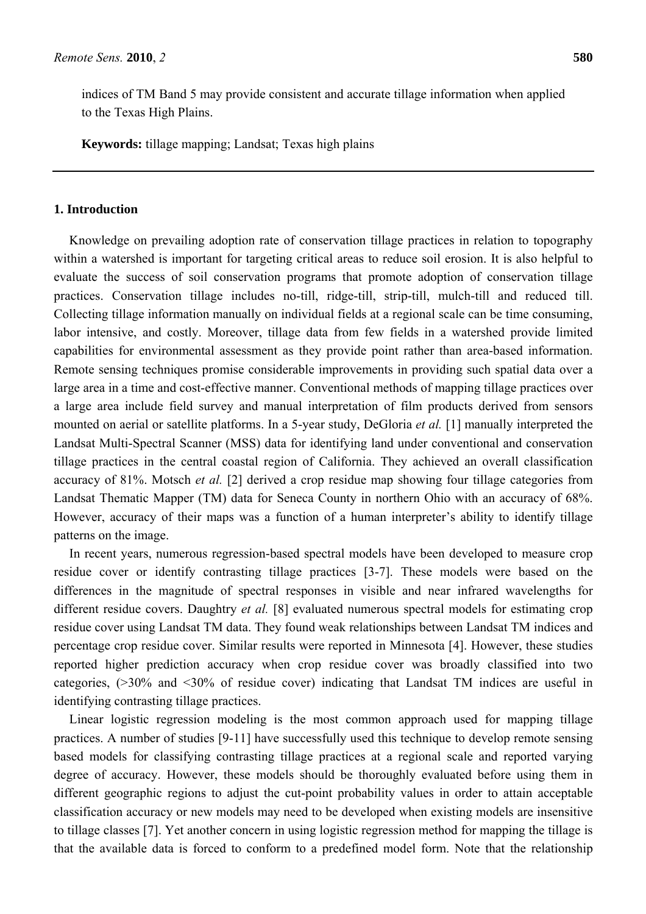indices of TM Band 5 may provide consistent and accurate tillage information when applied to the Texas High Plains.

**Keywords:** tillage mapping; Landsat; Texas high plains

## 1. Introduction

Knowledge on prevailing adoption rate of conservation tillage practices in relation to topography within a watershed is important for targeting critical areas to reduce soil erosion. It is also helpful to evaluate the success of soil conservation programs that promote adoption of conservation tillage practices. Conservation tillage includes no-till, ridge-till, strip-till, mulch-till and reduced till. Collecting tillage information manually on individual fields at a regional scale can be time consuming, labor intensive, and costly. Moreover, tillage data from few fields in a watershed provide limited capabilities for environmental assessment as they provide point rather than area-based information. Remote sensing techniques promise considerable improvements in providing such spatial data over a large area in a time and cost-effective manner. Conventional methods of mapping tillage practices over a large area include field survey and manual interpretation of film products derived from sensors mounted on aerial or satellite platforms. In a 5-year study, DeGloria *et al.* [1] manually interpreted the Landsat Multi-Spectral Scanner (MSS) data for identifying land under conventional and conservation tillage practices in the central coastal region of California. They achieved an overall classification accuracy of 81%. Motsch *et al.* [2] derived a crop residue map showing four tillage categories from Landsat Thematic Mapper (TM) data for Seneca County in northern Ohio with an accuracy of 68%. However, accuracy of their maps was a function of a human interpreter's ability to identify tillage patterns on the image.

In recent years, numerous regression-based spectral models have been developed to measure crop residue cover or identify contrasting tillage practices [3-7]. These models were based on the differences in the magnitude of spectral responses in visible and near infrared wavelengths for different residue covers. Daughtry *et al.* [8] evaluated numerous spectral models for estimating crop residue cover using Landsat TM data. They found weak relationships between Landsat TM indices and percentage crop residue cover. Similar results were reported in Minnesota [4]. However, these studies reported higher prediction accuracy when crop residue cover was broadly classified into two categories, (>30% and <30% of residue cover) indicating that Landsat TM indices are useful in identifying contrasting tillage practices.

Linear logistic regression modeling is the most common approach used for mapping tillage practices. A number of studies [9-11] have successfully used this technique to develop remote sensing based models for classifying contrasting tillage practices at a regional scale and reported varying degree of accuracy. However, these models should be thoroughly evaluated before using them in different geographic regions to adjust the cut-point probability values in order to attain acceptable classification accuracy or new models may need to be developed when existing models are insensitive to tillage classes [7]. Yet another concern in using logistic regression method for mapping the tillage is that the available data is forced to conform to a predefined model form. Note that the relationship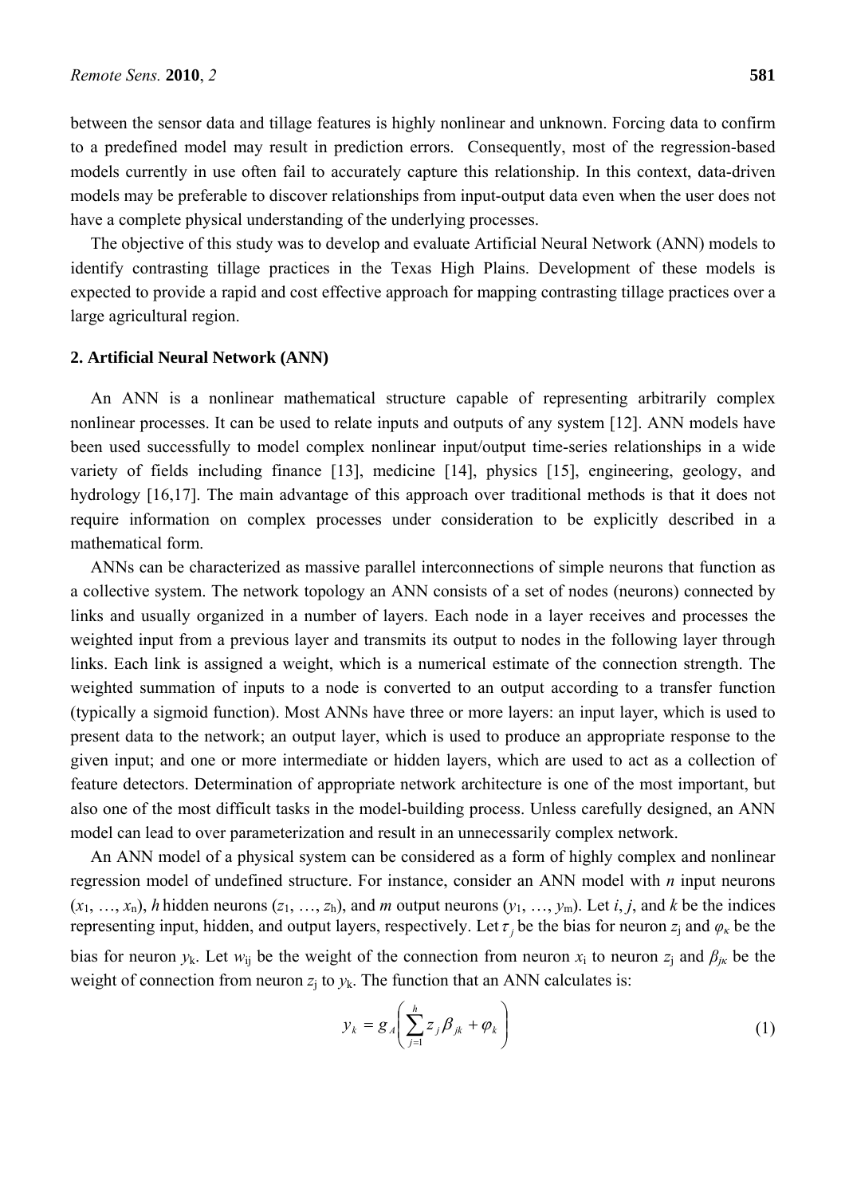between the sensor data and tillage features is highly nonlinear and unknown. Forcing data to confirm to a predefined model may result in prediction errors. Consequently, most of the regression-based models currently in use often fail to accurately capture this relationship. In this context, data-driven models may be preferable to discover relationships from input-output data even when the user does not have a complete physical understanding of the underlying processes.

The objective of this study was to develop and evaluate Artificial Neural Network (ANN) models to identify contrasting tillage practices in the Texas High Plains. Development of these models is expected to provide a rapid and cost effective approach for mapping contrasting tillage practices over a large agricultural region.

## 2. Artificial Neural Network (ANN)

An ANN is a nonlinear mathematical structure capable of representing arbitrarily complex nonlinear processes. It can be used to relate inputs and outputs of any system [12]. ANN models have been used successfully to model complex nonlinear input/output time-series relationships in a wide variety of fields including finance [13], medicine [14], physics [15], engineering, geology, and hydrology [16,17]. The main advantage of this approach over traditional methods is that it does not require information on complex processes under consideration to be explicitly described in a mathematical form.

ANNs can be characterized as massive parallel interconnections of simple neurons that function as a collective system. The network topology an ANN consists of a set of nodes (neurons) connected by links and usually organized in a number of layers. Each node in a layer receives and processes the weighted input from a previous layer and transmits its output to nodes in the following layer through links. Each link is assigned a weight, which is a numerical estimate of the connection strength. The weighted summation of inputs to a node is converted to an output according to a transfer function (typically a sigmoid function). Most ANNs have three or more layers: an input layer, which is used to present data to the network; an output layer, which is used to produce an appropriate response to the given input; and one or more intermediate or hidden layers, which are used to act as a collection of feature detectors. Determination of appropriate network architecture is one of the most important, but also one of the most difficult tasks in the model-building process. Unless carefully designed, an ANN model can lead to over parameterization and result in an unnecessarily complex network.

An ANN model of a physical system can be considered as a form of highly complex and nonlinear regression model of undefined structure. For instance, consider an ANN model with $n$ input neurons ($x_1, \ldots, x_n$), $h$ hidden neurons ($z_1, \ldots, z_h$), and $m$ output neurons ($y_1, \ldots, y_m$). Let $i$, $j$, and $k$ be the indices representing input, hidden, and output layers, respectively. Let $\tau_j$ be the bias for neuron $z_j$ and $\varphi_\kappa$ be the bias for neuron $y_k$. Let $w_{ij}$ be the weight of the connection from neuron $x_i$ to neuron $z_j$ and $\beta_{j\kappa}$ be the weight of connection from neuron $z_j$ to $y_k$. The function that an ANN calculates is:

$$y_k = g_A\left(\sum_{j=1}^{h} z_j \beta_{jk} + \varphi_k\right) \tag{1}$$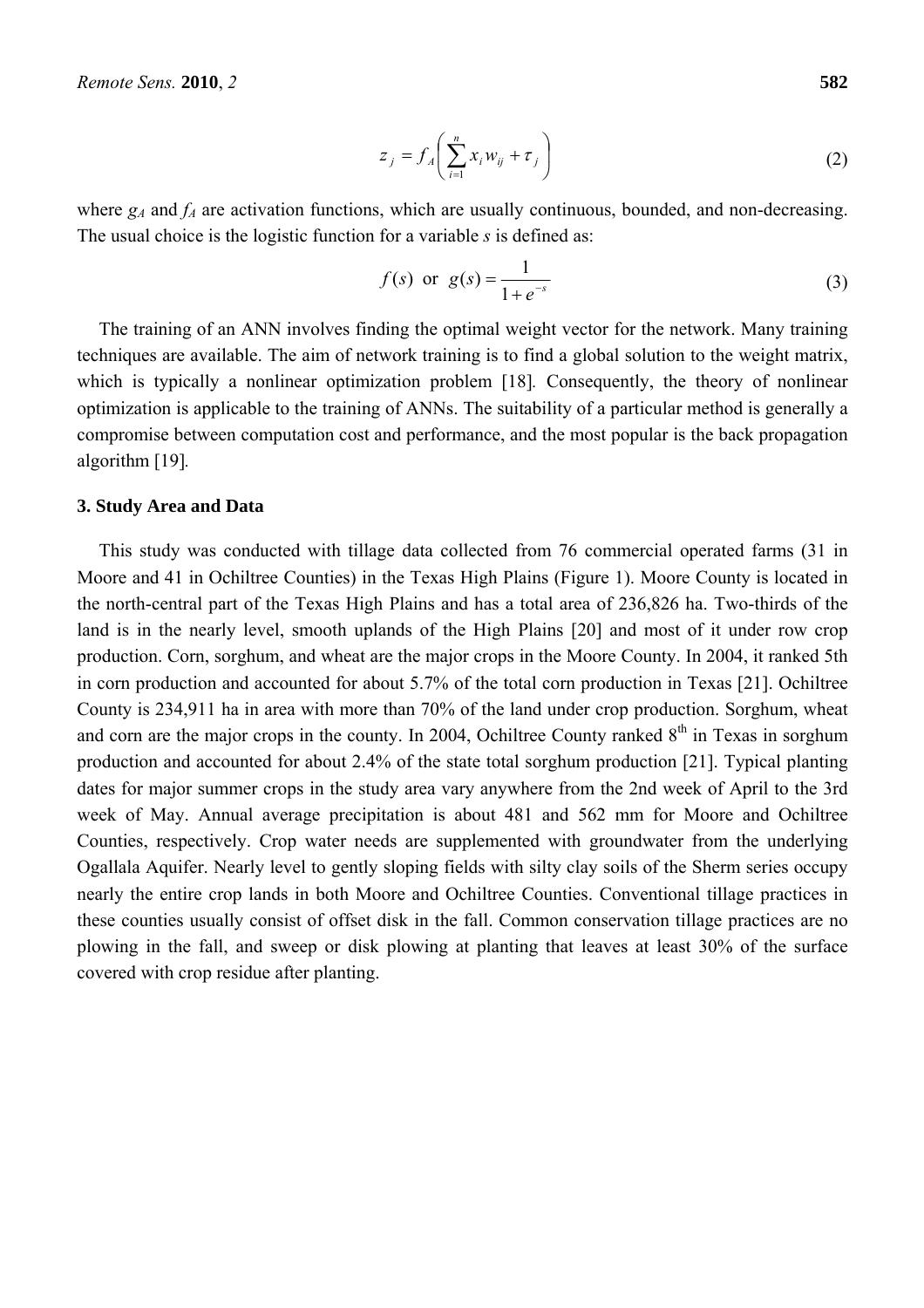$$z_j = f_A\left(\sum_{i=1}^{n} x_i w_{ij} + \tau_j\right) \tag{2}$$

where $g_A$ and $f_A$ are activation functions, which are usually continuous, bounded, and non-decreasing. The usual choice is the logistic function for a variable $s$ is defined as:

$$f(s) \text{ or } g(s) = \frac{1}{1+e^{-s}} \tag{3}$$

The training of an ANN involves finding the optimal weight vector for the network. Many training techniques are available. The aim of network training is to find a global solution to the weight matrix, which is typically a nonlinear optimization problem [18]. Consequently, the theory of nonlinear optimization is applicable to the training of ANNs. The suitability of a particular method is generally a compromise between computation cost and performance, and the most popular is the back propagation algorithm [19].

## 3. Study Area and Data

This study was conducted with tillage data collected from 76 commercial operated farms (31 in Moore and 41 in Ochiltree Counties) in the Texas High Plains (Figure 1). Moore County is located in the north-central part of the Texas High Plains and has a total area of 236,826 ha. Two-thirds of the land is in the nearly level, smooth uplands of the High Plains [20] and most of it under row crop production. Corn, sorghum, and wheat are the major crops in the Moore County. In 2004, it ranked 5th in corn production and accounted for about 5.7% of the total corn production in Texas [21]. Ochiltree County is 234,911 ha in area with more than 70% of the land under crop production. Sorghum, wheat and corn are the major crops in the county. In 2004, Ochiltree County ranked 8th in Texas in sorghum production and accounted for about 2.4% of the state total sorghum production [21]. Typical planting dates for major summer crops in the study area vary anywhere from the 2nd week of April to the 3rd week of May. Annual average precipitation is about 481 and 562 mm for Moore and Ochiltree Counties, respectively. Crop water needs are supplemented with groundwater from the underlying Ogallala Aquifer. Nearly level to gently sloping fields with silty clay soils of the Sherm series occupy nearly the entire crop lands in both Moore and Ochiltree Counties. Conventional tillage practices in these counties usually consist of offset disk in the fall. Common conservation tillage practices are no plowing in the fall, and sweep or disk plowing at planting that leaves at least 30% of the surface covered with crop residue after planting.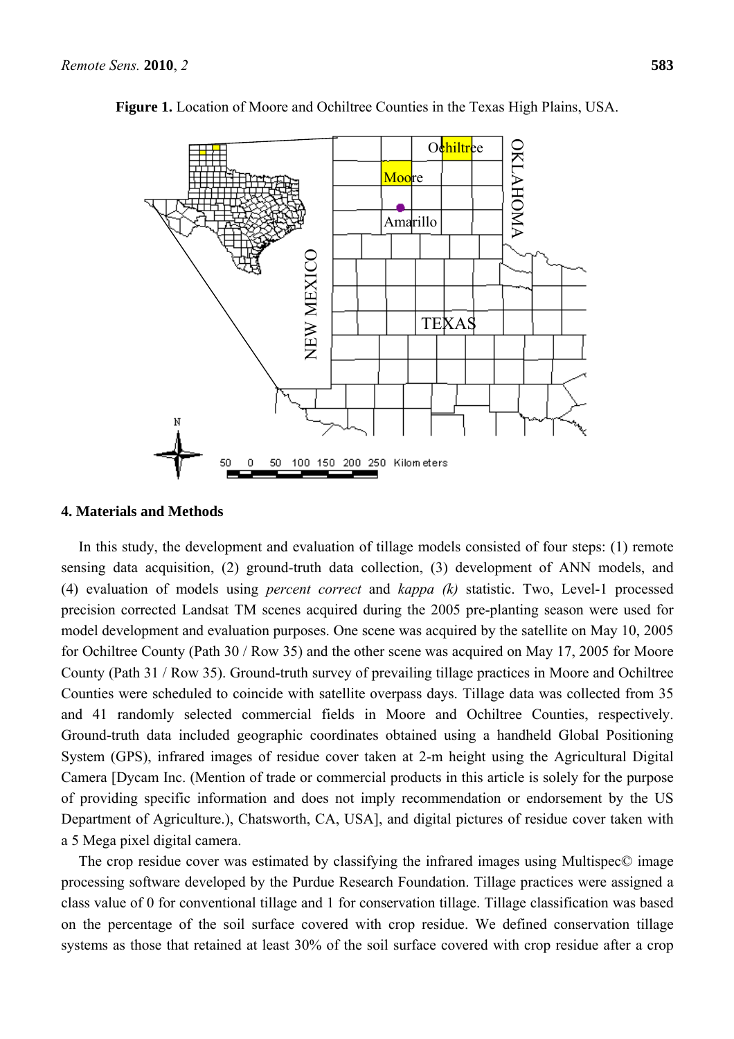**Figure 1.** Location of Moore and Ochiltree Counties in the Texas High Plains, USA.

## 4. Materials and Methods

In this study, the development and evaluation of tillage models consisted of four steps: (1) remote sensing data acquisition, (2) ground-truth data collection, (3) development of ANN models, and (4) evaluation of models using *percent correct* and *kappa (k)* statistic. Two, Level-1 processed precision corrected Landsat TM scenes acquired during the 2005 pre-planting season were used for model development and evaluation purposes. One scene was acquired by the satellite on May 10, 2005 for Ochiltree County (Path 30 / Row 35) and the other scene was acquired on May 17, 2005 for Moore County (Path 31 / Row 35). Ground-truth survey of prevailing tillage practices in Moore and Ochiltree Counties were scheduled to coincide with satellite overpass days. Tillage data was collected from 35 and 41 randomly selected commercial fields in Moore and Ochiltree Counties, respectively. Ground-truth data included geographic coordinates obtained using a handheld Global Positioning System (GPS), infrared images of residue cover taken at 2-m height using the Agricultural Digital Camera [Dycam Inc. (Mention of trade or commercial products in this article is solely for the purpose of providing specific information and does not imply recommendation or endorsement by the US Department of Agriculture.), Chatsworth, CA, USA], and digital pictures of residue cover taken with a 5 Mega pixel digital camera.

The crop residue cover was estimated by classifying the infrared images using Multispec© image processing software developed by the Purdue Research Foundation. Tillage practices were assigned a class value of 0 for conventional tillage and 1 for conservation tillage. Tillage classification was based on the percentage of the soil surface covered with crop residue. We defined conservation tillage systems as those that retained at least 30% of the soil surface covered with crop residue after a crop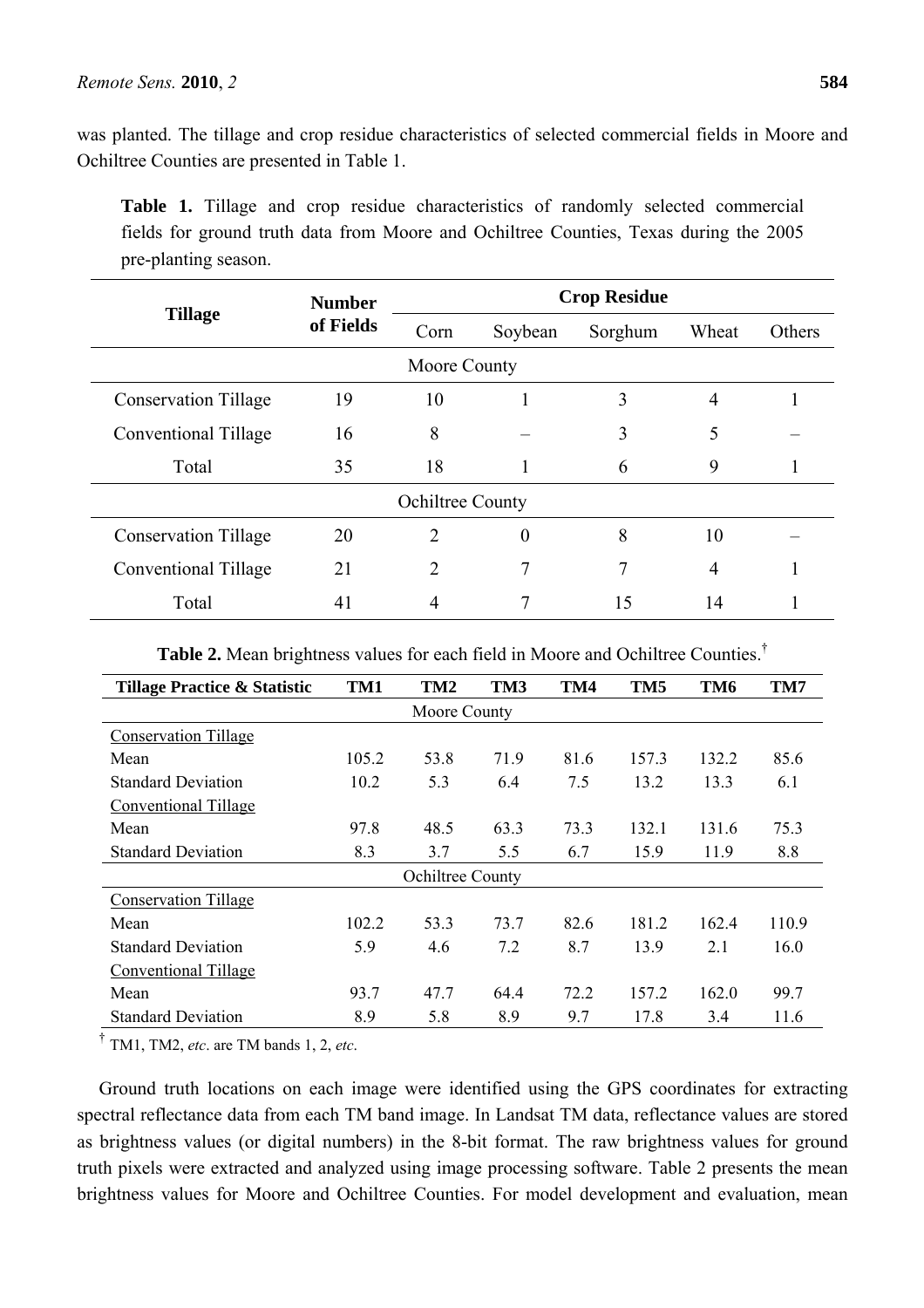was planted. The tillage and crop residue characteristics of selected commercial fields in Moore and Ochiltree Counties are presented in Table 1.

**Table 1.** Tillage and crop residue characteristics of randomly selected commercial fields for ground truth data from Moore and Ochiltree Counties, Texas during the 2005 pre-planting season.

| Tillage | Number of Fields | Crop Residue | | | | |
|---|---|---|---|---|---|---|
| | | Corn | Soybean | Sorghum | Wheat | Others |
| Moore County | | | | | | |
| Conservation Tillage | 19 | 10 | 1 | 3 | 4 | 1 |
| Conventional Tillage | 16 | 8 | – | 3 | 5 | – |
| Total | 35 | 18 | 1 | 6 | 9 | 1 |
| Ochiltree County | | | | | | |
| Conservation Tillage | 20 | 2 | 0 | 8 | 10 | – |
| Conventional Tillage | 21 | 2 | 7 | 7 | 4 | 1 |
| Total | 41 | 4 | 7 | 15 | 14 | 1 |

**Table 2.** Mean brightness values for each field in Moore and Ochiltree Counties.[†]

| Tillage Practice & Statistic | TM1 | TM2 | TM3 | TM4 | TM5 | TM6 | TM7 |
|---|---|---|---|---|---|---|---|
| Moore County | | | | | | | |
| Conservation Tillage | | | | | | | |
| Mean | 105.2 | 53.8 | 71.9 | 81.6 | 157.3 | 132.2 | 85.6 |
| Standard Deviation | 10.2 | 5.3 | 6.4 | 7.5 | 13.2 | 13.3 | 6.1 |
| Conventional Tillage | | | | | | | |
| Mean | 97.8 | 48.5 | 63.3 | 73.3 | 132.1 | 131.6 | 75.3 |
| Standard Deviation | 8.3 | 3.7 | 5.5 | 6.7 | 15.9 | 11.9 | 8.8 |
| Ochiltree County | | | | | | | |
| Conservation Tillage | | | | | | | |
| Mean | 102.2 | 53.3 | 73.7 | 82.6 | 181.2 | 162.4 | 110.9 |
| Standard Deviation | 5.9 | 4.6 | 7.2 | 8.7 | 13.9 | 2.1 | 16.0 |
| Conventional Tillage | | | | | | | |
| Mean | 93.7 | 47.7 | 64.4 | 72.2 | 157.2 | 162.0 | 99.7 |
| Standard Deviation | 8.9 | 5.8 | 8.9 | 9.7 | 17.8 | 3.4 | 11.6 |

[†] TM1, TM2, *etc*. are TM bands 1, 2, *etc*.

Ground truth locations on each image were identified using the GPS coordinates for extracting spectral reflectance data from each TM band image. In Landsat TM data, reflectance values are stored as brightness values (or digital numbers) in the 8-bit format. The raw brightness values for ground truth pixels were extracted and analyzed using image processing software. Table 2 presents the mean brightness values for Moore and Ochiltree Counties. For model development and evaluation, mean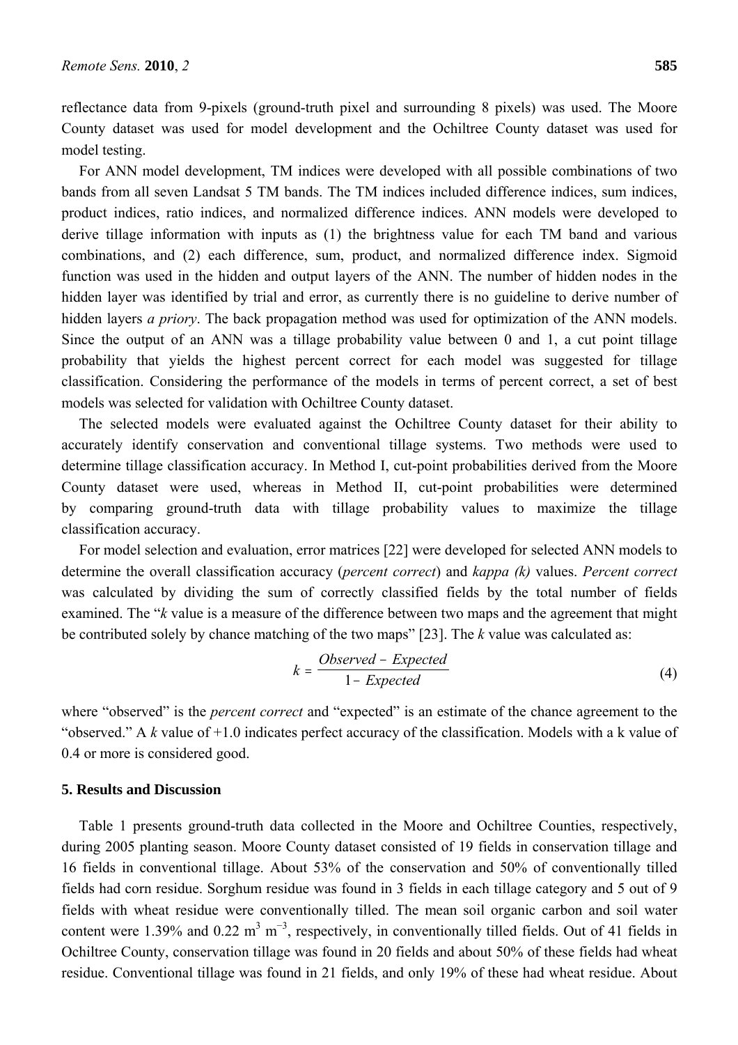reflectance data from 9-pixels (ground-truth pixel and surrounding 8 pixels) was used. The Moore County dataset was used for model development and the Ochiltree County dataset was used for model testing.

For ANN model development, TM indices were developed with all possible combinations of two bands from all seven Landsat 5 TM bands. The TM indices included difference indices, sum indices, product indices, ratio indices, and normalized difference indices. ANN models were developed to derive tillage information with inputs as (1) the brightness value for each TM band and various combinations, and (2) each difference, sum, product, and normalized difference index. Sigmoid function was used in the hidden and output layers of the ANN. The number of hidden nodes in the hidden layer was identified by trial and error, as currently there is no guideline to derive number of hidden layers *a priory*. The back propagation method was used for optimization of the ANN models. Since the output of an ANN was a tillage probability value between 0 and 1, a cut point tillage probability that yields the highest percent correct for each model was suggested for tillage classification. Considering the performance of the models in terms of percent correct, a set of best models was selected for validation with Ochiltree County dataset.

The selected models were evaluated against the Ochiltree County dataset for their ability to accurately identify conservation and conventional tillage systems. Two methods were used to determine tillage classification accuracy. In Method I, cut-point probabilities derived from the Moore County dataset were used, whereas in Method II, cut-point probabilities were determined by comparing ground-truth data with tillage probability values to maximize the tillage classification accuracy.

For model selection and evaluation, error matrices [22] were developed for selected ANN models to determine the overall classification accuracy (*percent correct*) and *kappa (k)* values. *Percent correct* was calculated by dividing the sum of correctly classified fields by the total number of fields examined. The "*k* value is a measure of the difference between two maps and the agreement that might be contributed solely by chance matching of the two maps" [23]. The *k* value was calculated as:

$$k = \frac{Observed - Expected}{1 - Expected} \tag{4}$$

where "observed" is the *percent correct* and "expected" is an estimate of the chance agreement to the "observed." A *k* value of +1.0 indicates perfect accuracy of the classification. Models with a k value of 0.4 or more is considered good.

## 5. Results and Discussion

Table 1 presents ground-truth data collected in the Moore and Ochiltree Counties, respectively, during 2005 planting season. Moore County dataset consisted of 19 fields in conservation tillage and 16 fields in conventional tillage. About 53% of the conservation and 50% of conventionally tilled fields had corn residue. Sorghum residue was found in 3 fields in each tillage category and 5 out of 9 fields with wheat residue were conventionally tilled. The mean soil organic carbon and soil water content were 1.39% and 0.22 $m^3\ m^{-3}$, respectively, in conventionally tilled fields. Out of 41 fields in Ochiltree County, conservation tillage was found in 20 fields and about 50% of these fields had wheat residue. Conventional tillage was found in 21 fields, and only 19% of these had wheat residue. About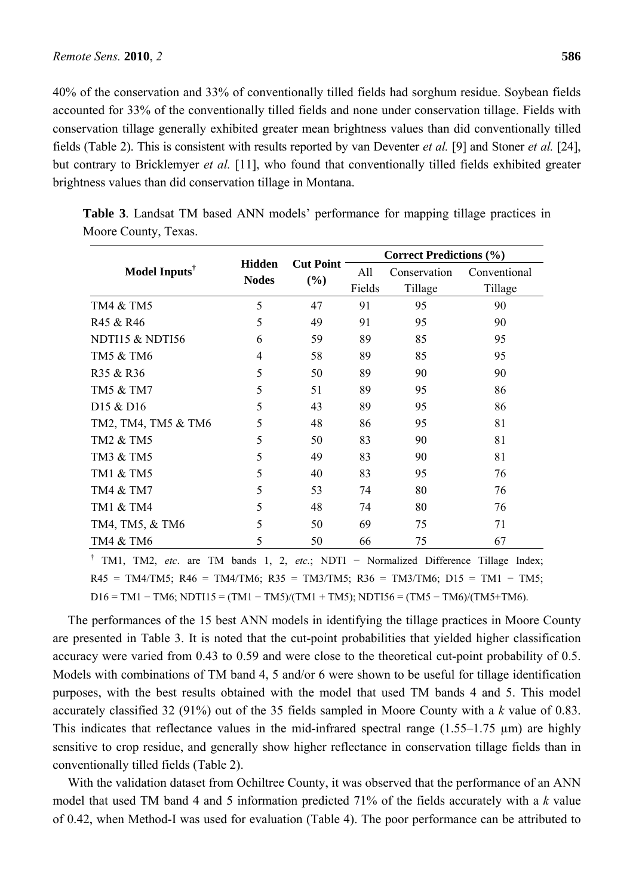40% of the conservation and 33% of conventionally tilled fields had sorghum residue. Soybean fields accounted for 33% of the conventionally tilled fields and none under conservation tillage. Fields with conservation tillage generally exhibited greater mean brightness values than did conventionally tilled fields (Table 2). This is consistent with results reported by van Deventer *et al.* [9] and Stoner *et al.* [24], but contrary to Bricklemyer *et al.* [11], who found that conventionally tilled fields exhibited greater brightness values than did conservation tillage in Montana.

**Table 3**. Landsat TM based ANN models' performance for mapping tillage practices in Moore County, Texas.

| Model Inputs† | Hidden Nodes | Cut Point (%) | Correct Predictions (%) | | |
|---|---|---|---|---|---|
| | | | All Fields | Conservation Tillage | Conventional Tillage |
| TM4 & TM5 | 5 | 47 | 91 | 95 | 90 |
| R45 & R46 | 5 | 49 | 91 | 95 | 90 |
| NDTI15 & NDTI56 | 6 | 59 | 89 | 85 | 95 |
| TM5 & TM6 | 4 | 58 | 89 | 85 | 95 |
| R35 & R36 | 5 | 50 | 89 | 90 | 90 |
| TM5 & TM7 | 5 | 51 | 89 | 95 | 86 |
| D15 & D16 | 5 | 43 | 89 | 95 | 86 |
| TM2, TM4, TM5 & TM6 | 5 | 48 | 86 | 95 | 81 |
| TM2 & TM5 | 5 | 50 | 83 | 90 | 81 |
| TM3 & TM5 | 5 | 49 | 83 | 90 | 81 |
| TM1 & TM5 | 5 | 40 | 83 | 95 | 76 |
| TM4 & TM7 | 5 | 53 | 74 | 80 | 76 |
| TM1 & TM4 | 5 | 48 | 74 | 80 | 76 |
| TM4, TM5, & TM6 | 5 | 50 | 69 | 75 | 71 |
| TM4 & TM6 | 5 | 50 | 66 | 75 | 67 |

† TM1, TM2, *etc*. are TM bands 1, 2, *etc.*; NDTI − Normalized Difference Tillage Index; R45 = TM4/TM5; R46 = TM4/TM6; R35 = TM3/TM5; R36 = TM3/TM6; D15 = TM1 − TM5; D16 = TM1 − TM6; NDTI15 = (TM1 − TM5)/(TM1 + TM5); NDTI56 = (TM5 − TM6)/(TM5+TM6).

The performances of the 15 best ANN models in identifying the tillage practices in Moore County are presented in Table 3. It is noted that the cut-point probabilities that yielded higher classification accuracy were varied from 0.43 to 0.59 and were close to the theoretical cut-point probability of 0.5. Models with combinations of TM band 4, 5 and/or 6 were shown to be useful for tillage identification purposes, with the best results obtained with the model that used TM bands 4 and 5. This model accurately classified 32 (91%) out of the 35 fields sampled in Moore County with a $k$ value of 0.83. This indicates that reflectance values in the mid-infrared spectral range (1.55–1.75 μm) are highly sensitive to crop residue, and generally show higher reflectance in conservation tillage fields than in conventionally tilled fields (Table 2).

With the validation dataset from Ochiltree County, it was observed that the performance of an ANN model that used TM band 4 and 5 information predicted 71% of the fields accurately with a $k$ value of 0.42, when Method-I was used for evaluation (Table 4). The poor performance can be attributed to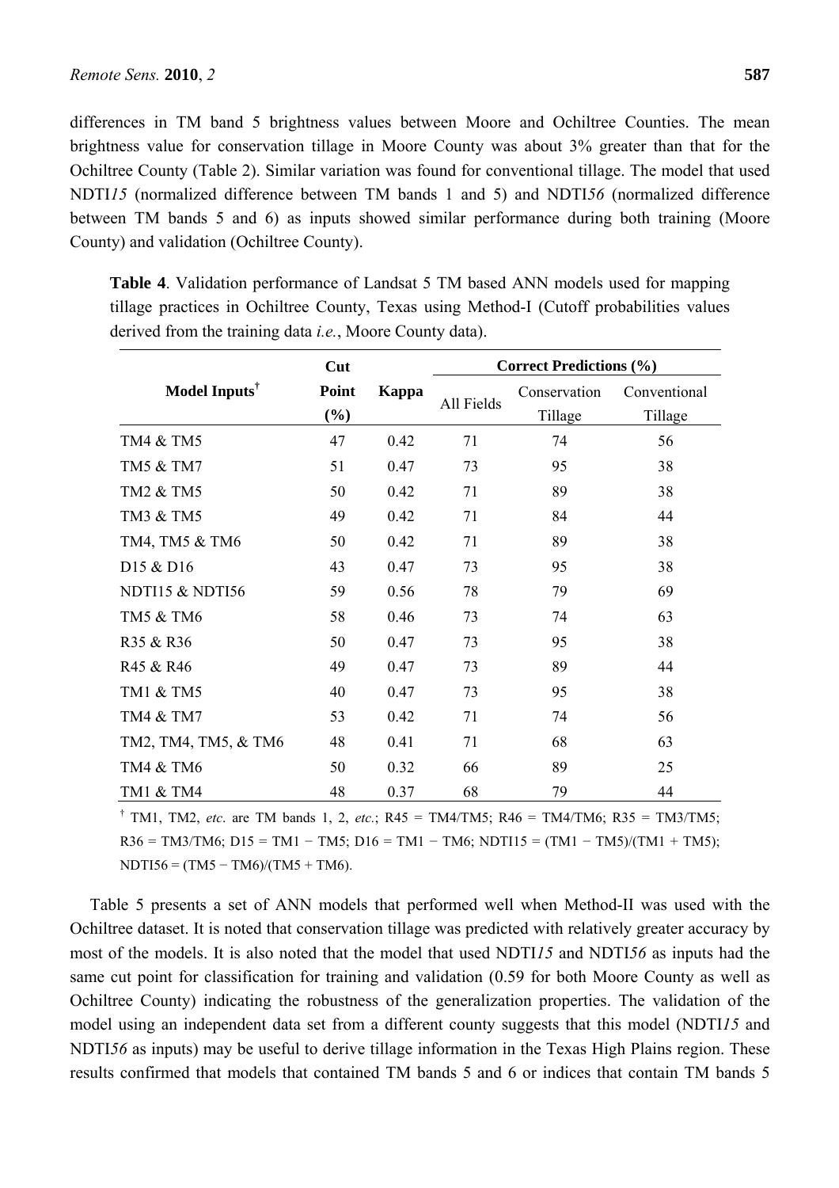differences in TM band 5 brightness values between Moore and Ochiltree Counties. The mean brightness value for conservation tillage in Moore County was about 3% greater than that for the Ochiltree County (Table 2). Similar variation was found for conventional tillage. The model that used NDTI*15* (normalized difference between TM bands 1 and 5) and NDTI*56* (normalized difference between TM bands 5 and 6) as inputs showed similar performance during both training (Moore County) and validation (Ochiltree County).

**Table 4**. Validation performance of Landsat 5 TM based ANN models used for mapping tillage practices in Ochiltree County, Texas using Method-I (Cutoff probabilities values derived from the training data *i.e.*, Moore County data).

| Model Inputs[†] | Cut Point (%) | Kappa | Correct Predictions (%) | | |
|---|---|---|---|---|---|
| | | | All Fields | Conservation Tillage | Conventional Tillage |
| TM4 & TM5 | 47 | 0.42 | 71 | 74 | 56 |
| TM5 & TM7 | 51 | 0.47 | 73 | 95 | 38 |
| TM2 & TM5 | 50 | 0.42 | 71 | 89 | 38 |
| TM3 & TM5 | 49 | 0.42 | 71 | 84 | 44 |
| TM4, TM5 & TM6 | 50 | 0.42 | 71 | 89 | 38 |
| D15 & D16 | 43 | 0.47 | 73 | 95 | 38 |
| NDTI15 & NDTI56 | 59 | 0.56 | 78 | 79 | 69 |
| TM5 & TM6 | 58 | 0.46 | 73 | 74 | 63 |
| R35 & R36 | 50 | 0.47 | 73 | 95 | 38 |
| R45 & R46 | 49 | 0.47 | 73 | 89 | 44 |
| TM1 & TM5 | 40 | 0.47 | 73 | 95 | 38 |
| TM4 & TM7 | 53 | 0.42 | 71 | 74 | 56 |
| TM2, TM4, TM5, & TM6 | 48 | 0.41 | 71 | 68 | 63 |
| TM4 & TM6 | 50 | 0.32 | 66 | 89 | 25 |
| TM1 & TM4 | 48 | 0.37 | 68 | 79 | 44 |

[†] TM1, TM2, *etc*. are TM bands 1, 2, *etc.*; R45 = TM4/TM5; R46 = TM4/TM6; R35 = TM3/TM5; R36 = TM3/TM6; D15 = TM1 − TM5; D16 = TM1 − TM6; NDTI15 = (TM1 − TM5)/(TM1 + TM5); NDTI56 = (TM5 − TM6)/(TM5 + TM6).

Table 5 presents a set of ANN models that performed well when Method-II was used with the Ochiltree dataset. It is noted that conservation tillage was predicted with relatively greater accuracy by most of the models. It is also noted that the model that used NDTI*15* and NDTI*56* as inputs had the same cut point for classification for training and validation (0.59 for both Moore County as well as Ochiltree County) indicating the robustness of the generalization properties. The validation of the model using an independent data set from a different county suggests that this model (NDTI*15* and NDTI*56* as inputs) may be useful to derive tillage information in the Texas High Plains region. These results confirmed that models that contained TM bands 5 and 6 or indices that contain TM bands 5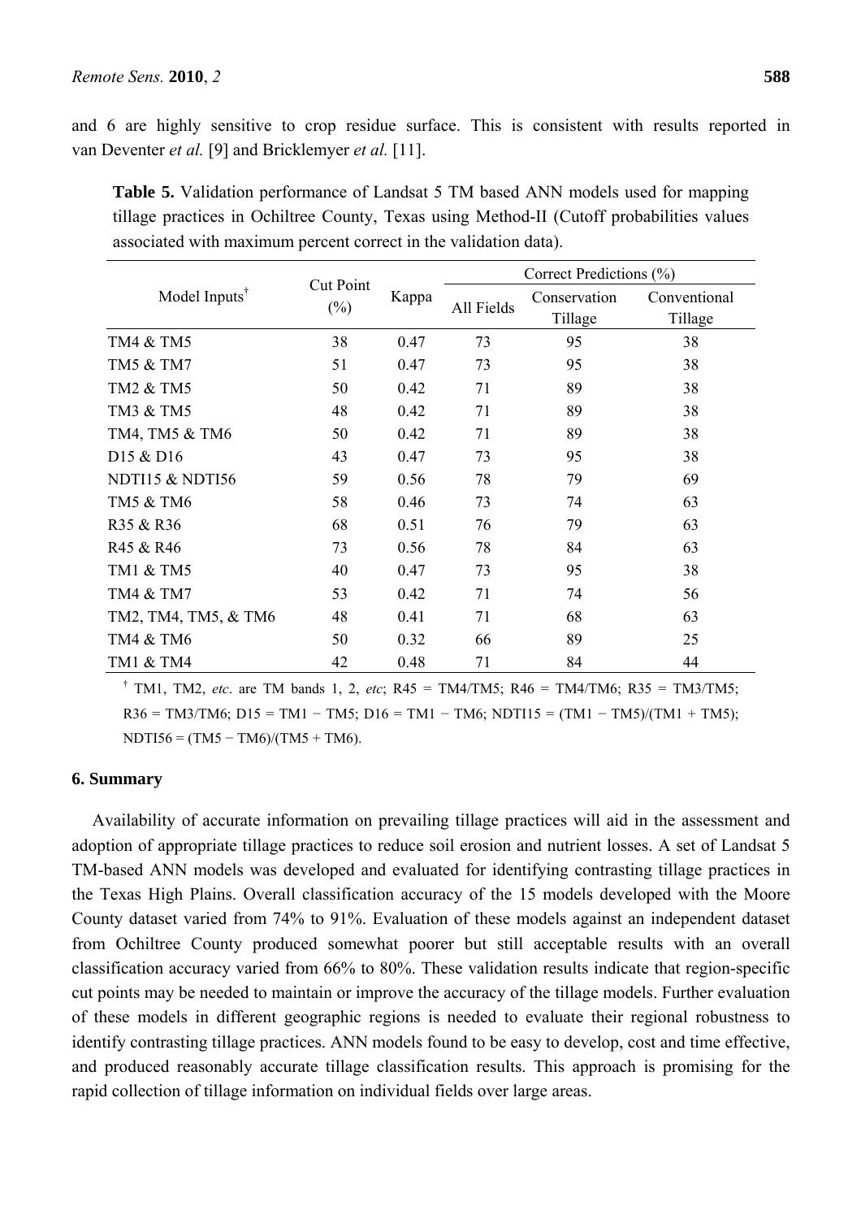and 6 are highly sensitive to crop residue surface. This is consistent with results reported in van Deventer *et al.* [9] and Bricklemyer *et al.* [11].

**Table 5.** Validation performance of Landsat 5 TM based ANN models used for mapping tillage practices in Ochiltree County, Texas using Method-II (Cutoff probabilities values associated with maximum percent correct in the validation data).

| Model Inputs† | Cut Point (%) | Kappa | Correct Predictions (%) | | |
|---|---|---|---|---|---|
| | | | All Fields | Conservation Tillage | Conventional Tillage |
| TM4 & TM5 | 38 | 0.47 | 73 | 95 | 38 |
| TM5 & TM7 | 51 | 0.47 | 73 | 95 | 38 |
| TM2 & TM5 | 50 | 0.42 | 71 | 89 | 38 |
| TM3 & TM5 | 48 | 0.42 | 71 | 89 | 38 |
| TM4, TM5 & TM6 | 50 | 0.42 | 71 | 89 | 38 |
| D15 & D16 | 43 | 0.47 | 73 | 95 | 38 |
| NDTI15 & NDTI56 | 59 | 0.56 | 78 | 79 | 69 |
| TM5 & TM6 | 58 | 0.46 | 73 | 74 | 63 |
| R35 & R36 | 68 | 0.51 | 76 | 79 | 63 |
| R45 & R46 | 73 | 0.56 | 78 | 84 | 63 |
| TM1 & TM5 | 40 | 0.47 | 73 | 95 | 38 |
| TM4 & TM7 | 53 | 0.42 | 71 | 74 | 56 |
| TM2, TM4, TM5, & TM6 | 48 | 0.41 | 71 | 68 | 63 |
| TM4 & TM6 | 50 | 0.32 | 66 | 89 | 25 |
| TM1 & TM4 | 42 | 0.48 | 71 | 84 | 44 |

† TM1, TM2, *etc*. are TM bands 1, 2, *etc*; R45 = TM4/TM5; R46 = TM4/TM6; R35 = TM3/TM5; R36 = TM3/TM6; D15 = TM1 − TM5; D16 = TM1 − TM6; NDTI15 = (TM1 − TM5)/(TM1 + TM5); NDTI56 = (TM5 − TM6)/(TM5 + TM6).

## 6. Summary

Availability of accurate information on prevailing tillage practices will aid in the assessment and adoption of appropriate tillage practices to reduce soil erosion and nutrient losses. A set of Landsat 5 TM-based ANN models was developed and evaluated for identifying contrasting tillage practices in the Texas High Plains. Overall classification accuracy of the 15 models developed with the Moore County dataset varied from 74% to 91%. Evaluation of these models against an independent dataset from Ochiltree County produced somewhat poorer but still acceptable results with an overall classification accuracy varied from 66% to 80%. These validation results indicate that region-specific cut points may be needed to maintain or improve the accuracy of the tillage models. Further evaluation of these models in different geographic regions is needed to evaluate their regional robustness to identify contrasting tillage practices. ANN models found to be easy to develop, cost and time effective, and produced reasonably accurate tillage classification results. This approach is promising for the rapid collection of tillage information on individual fields over large areas.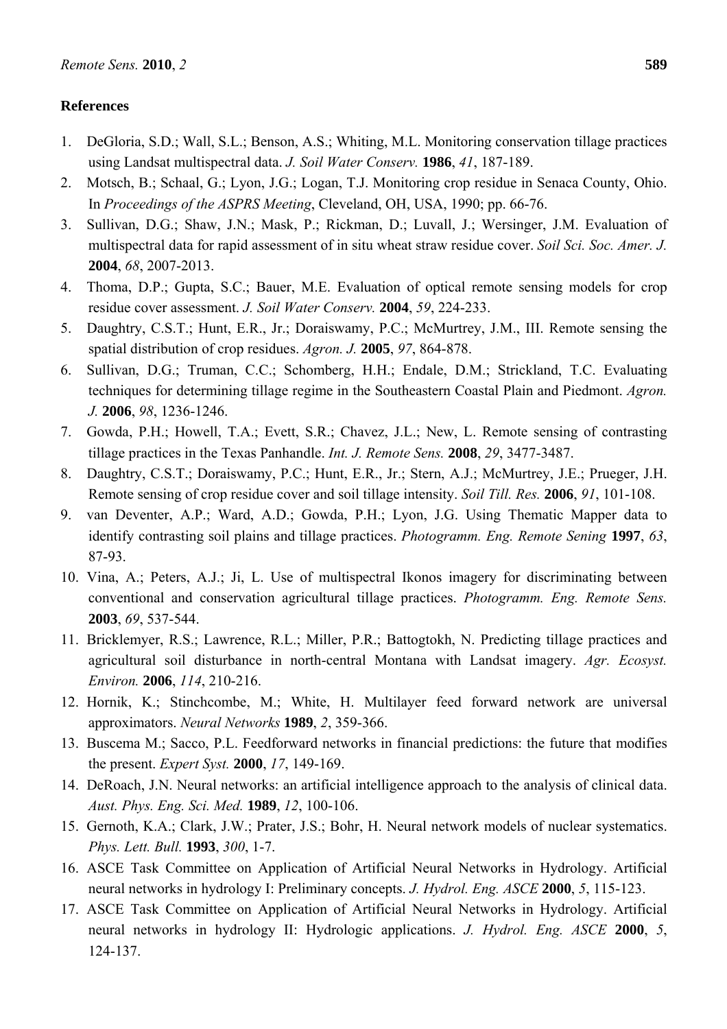## References

1. DeGloria, S.D.; Wall, S.L.; Benson, A.S.; Whiting, M.L. Monitoring conservation tillage practices using Landsat multispectral data. *J. Soil Water Conserv.* **1986**, *41*, 187-189.
2. Motsch, B.; Schaal, G.; Lyon, J.G.; Logan, T.J. Monitoring crop residue in Senaca County, Ohio. In *Proceedings of the ASPRS Meeting*, Cleveland, OH, USA, 1990; pp. 66-76.
3. Sullivan, D.G.; Shaw, J.N.; Mask, P.; Rickman, D.; Luvall, J.; Wersinger, J.M. Evaluation of multispectral data for rapid assessment of in situ wheat straw residue cover. *Soil Sci. Soc. Amer. J.* **2004**, *68*, 2007-2013.
4. Thoma, D.P.; Gupta, S.C.; Bauer, M.E. Evaluation of optical remote sensing models for crop residue cover assessment. *J. Soil Water Conserv.* **2004**, *59*, 224-233.
5. Daughtry, C.S.T.; Hunt, E.R., Jr.; Doraiswamy, P.C.; McMurtrey, J.M., III. Remote sensing the spatial distribution of crop residues. *Agron. J.* **2005**, *97*, 864-878.
6. Sullivan, D.G.; Truman, C.C.; Schomberg, H.H.; Endale, D.M.; Strickland, T.C. Evaluating techniques for determining tillage regime in the Southeastern Coastal Plain and Piedmont. *Agron. J.* **2006**, *98*, 1236-1246.
7. Gowda, P.H.; Howell, T.A.; Evett, S.R.; Chavez, J.L.; New, L. Remote sensing of contrasting tillage practices in the Texas Panhandle. *Int. J. Remote Sens.* **2008**, *29*, 3477-3487.
8. Daughtry, C.S.T.; Doraiswamy, P.C.; Hunt, E.R., Jr.; Stern, A.J.; McMurtrey, J.E.; Prueger, J.H. Remote sensing of crop residue cover and soil tillage intensity. *Soil Till. Res.* **2006**, *91*, 101-108.
9. van Deventer, A.P.; Ward, A.D.; Gowda, P.H.; Lyon, J.G. Using Thematic Mapper data to identify contrasting soil plains and tillage practices. *Photogramm. Eng. Remote Sening* **1997**, *63*, 87-93.
10. Vina, A.; Peters, A.J.; Ji, L. Use of multispectral Ikonos imagery for discriminating between conventional and conservation agricultural tillage practices. *Photogramm. Eng. Remote Sens.* **2003**, *69*, 537-544.
11. Bricklemyer, R.S.; Lawrence, R.L.; Miller, P.R.; Battogtokh, N. Predicting tillage practices and agricultural soil disturbance in north-central Montana with Landsat imagery. *Agr. Ecosyst. Environ.* **2006**, *114*, 210-216.
12. Hornik, K.; Stinchcombe, M.; White, H. Multilayer feed forward network are universal approximators. *Neural Networks* **1989**, *2*, 359-366.
13. Buscema M.; Sacco, P.L. Feedforward networks in financial predictions: the future that modifies the present. *Expert Syst.* **2000**, *17*, 149-169.
14. DeRoach, J.N. Neural networks: an artificial intelligence approach to the analysis of clinical data. *Aust. Phys. Eng. Sci. Med.* **1989**, *12*, 100-106.
15. Gernoth, K.A.; Clark, J.W.; Prater, J.S.; Bohr, H. Neural network models of nuclear systematics. *Phys. Lett. Bull.* **1993**, *300*, 1-7.
16. ASCE Task Committee on Application of Artificial Neural Networks in Hydrology. Artificial neural networks in hydrology I: Preliminary concepts. *J. Hydrol. Eng. ASCE* **2000**, *5*, 115-123.
17. ASCE Task Committee on Application of Artificial Neural Networks in Hydrology. Artificial neural networks in hydrology II: Hydrologic applications. *J. Hydrol. Eng. ASCE* **2000**, *5*, 124-137.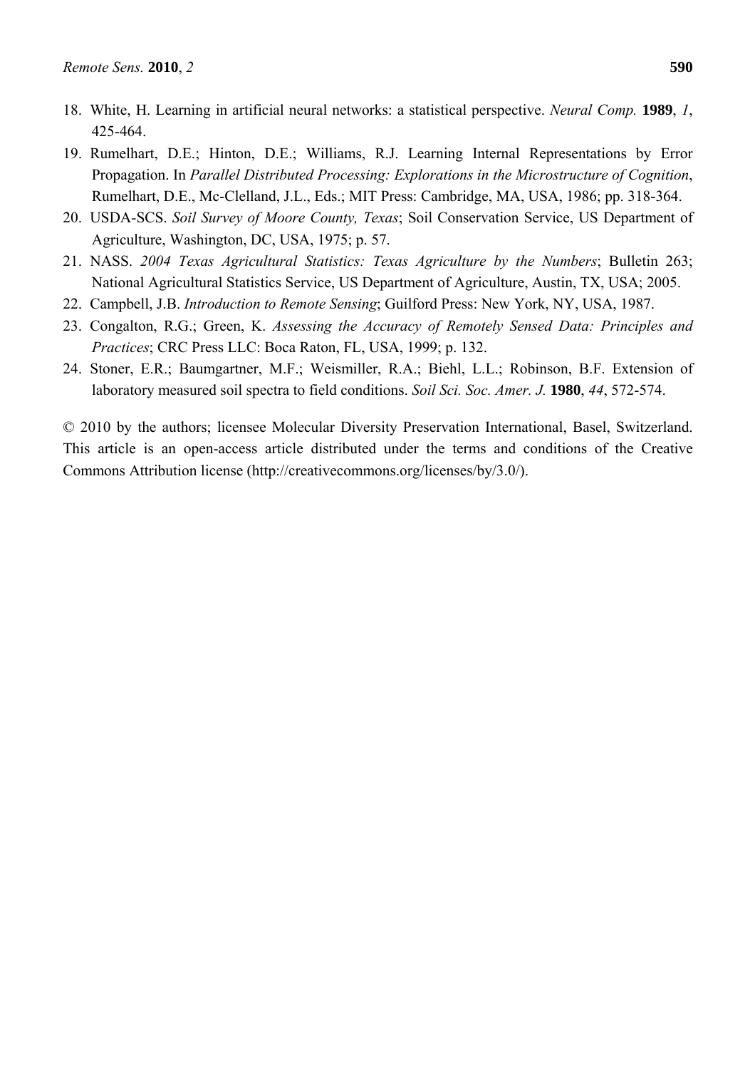18. White, H. Learning in artificial neural networks: a statistical perspective. *Neural Comp.* **1989**, *1*, 425-464.
19. Rumelhart, D.E.; Hinton, D.E.; Williams, R.J. Learning Internal Representations by Error Propagation. In *Parallel Distributed Processing: Explorations in the Microstructure of Cognition*, Rumelhart, D.E., Mc-Clelland, J.L., Eds.; MIT Press: Cambridge, MA, USA, 1986; pp. 318-364.
20. USDA-SCS. *Soil Survey of Moore County, Texas*; Soil Conservation Service, US Department of Agriculture, Washington, DC, USA, 1975; p. 57.
21. NASS. *2004 Texas Agricultural Statistics: Texas Agriculture by the Numbers*; Bulletin 263; National Agricultural Statistics Service, US Department of Agriculture, Austin, TX, USA; 2005.
22. Campbell, J.B. *Introduction to Remote Sensing*; Guilford Press: New York, NY, USA, 1987.
23. Congalton, R.G.; Green, K. *Assessing the Accuracy of Remotely Sensed Data: Principles and Practices*; CRC Press LLC: Boca Raton, FL, USA, 1999; p. 132.
24. Stoner, E.R.; Baumgartner, M.F.; Weismiller, R.A.; Biehl, L.L.; Robinson, B.F. Extension of laboratory measured soil spectra to field conditions. *Soil Sci. Soc. Amer. J.* **1980**, *44*, 572-574.

© 2010 by the authors; licensee Molecular Diversity Preservation International, Basel, Switzerland. This article is an open-access article distributed under the terms and conditions of the Creative Commons Attribution license (http://creativecommons.org/licenses/by/3.0/).